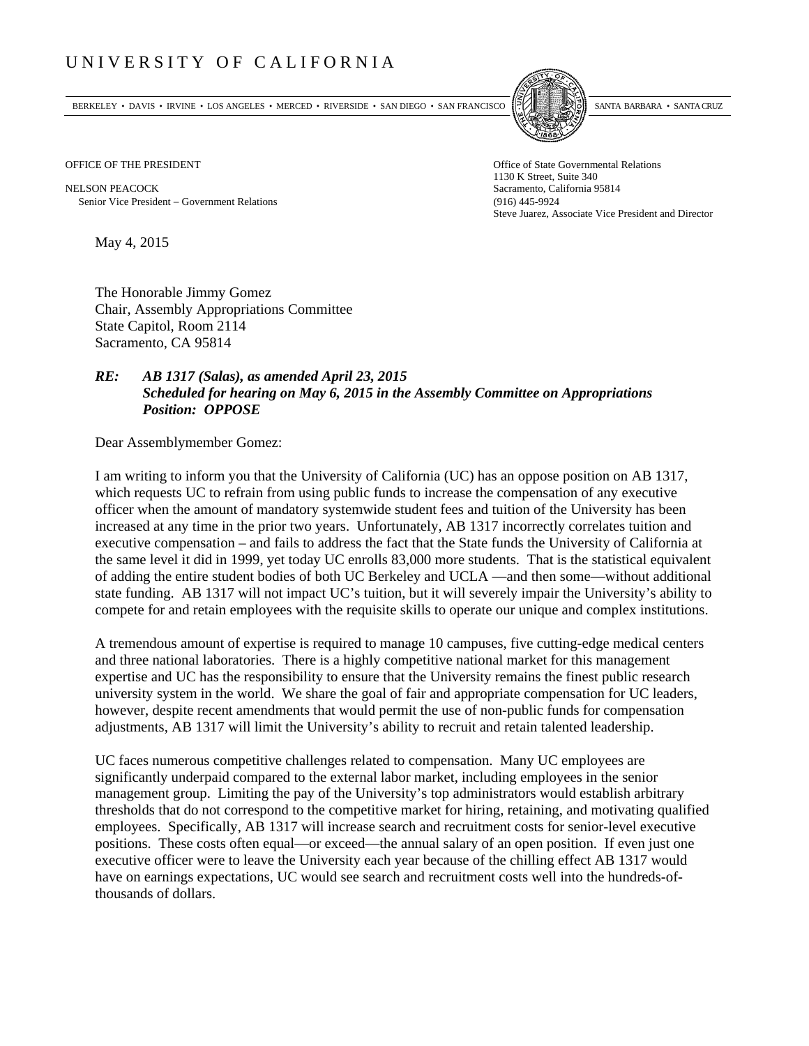# UNIVERSITY OF CALIFORNIA

BERKELEY • DAVIS • IRVINE • LOS ANGELES • MERCED • RIVERSIDE • SAN DIEGO • SAN FRANCISCO SANTA BARBARA • SANTA CRUZ

OFFICE OF THE PRESIDENT

NELSON PEACOCK
Senior Vice President – Government Relations

Office of State Governmental Relations
1130 K Street, Suite 340
Sacramento, California 95814
(916) 445-9924
Steve Juarez, Associate Vice President and Director

May 4, 2015

The Honorable Jimmy Gomez
Chair, Assembly Appropriations Committee
State Capitol, Room 2114
Sacramento, CA 95814

***RE: AB 1317 (Salas), as amended April 23, 2015***
***Scheduled for hearing on May 6, 2015 in the Assembly Committee on Appropriations***
***Position: OPPOSE***

Dear Assemblymember Gomez:

I am writing to inform you that the University of California (UC) has an oppose position on AB 1317, which requests UC to refrain from using public funds to increase the compensation of any executive officer when the amount of mandatory systemwide student fees and tuition of the University has been increased at any time in the prior two years. Unfortunately, AB 1317 incorrectly correlates tuition and executive compensation – and fails to address the fact that the State funds the University of California at the same level it did in 1999, yet today UC enrolls 83,000 more students. That is the statistical equivalent of adding the entire student bodies of both UC Berkeley and UCLA —and then some—without additional state funding. AB 1317 will not impact UC's tuition, but it will severely impair the University's ability to compete for and retain employees with the requisite skills to operate our unique and complex institutions.

A tremendous amount of expertise is required to manage 10 campuses, five cutting-edge medical centers and three national laboratories. There is a highly competitive national market for this management expertise and UC has the responsibility to ensure that the University remains the finest public research university system in the world. We share the goal of fair and appropriate compensation for UC leaders, however, despite recent amendments that would permit the use of non-public funds for compensation adjustments, AB 1317 will limit the University's ability to recruit and retain talented leadership.

UC faces numerous competitive challenges related to compensation. Many UC employees are significantly underpaid compared to the external labor market, including employees in the senior management group. Limiting the pay of the University's top administrators would establish arbitrary thresholds that do not correspond to the competitive market for hiring, retaining, and motivating qualified employees. Specifically, AB 1317 will increase search and recruitment costs for senior-level executive positions. These costs often equal—or exceed—the annual salary of an open position. If even just one executive officer were to leave the University each year because of the chilling effect AB 1317 would have on earnings expectations, UC would see search and recruitment costs well into the hundreds-of-thousands of dollars.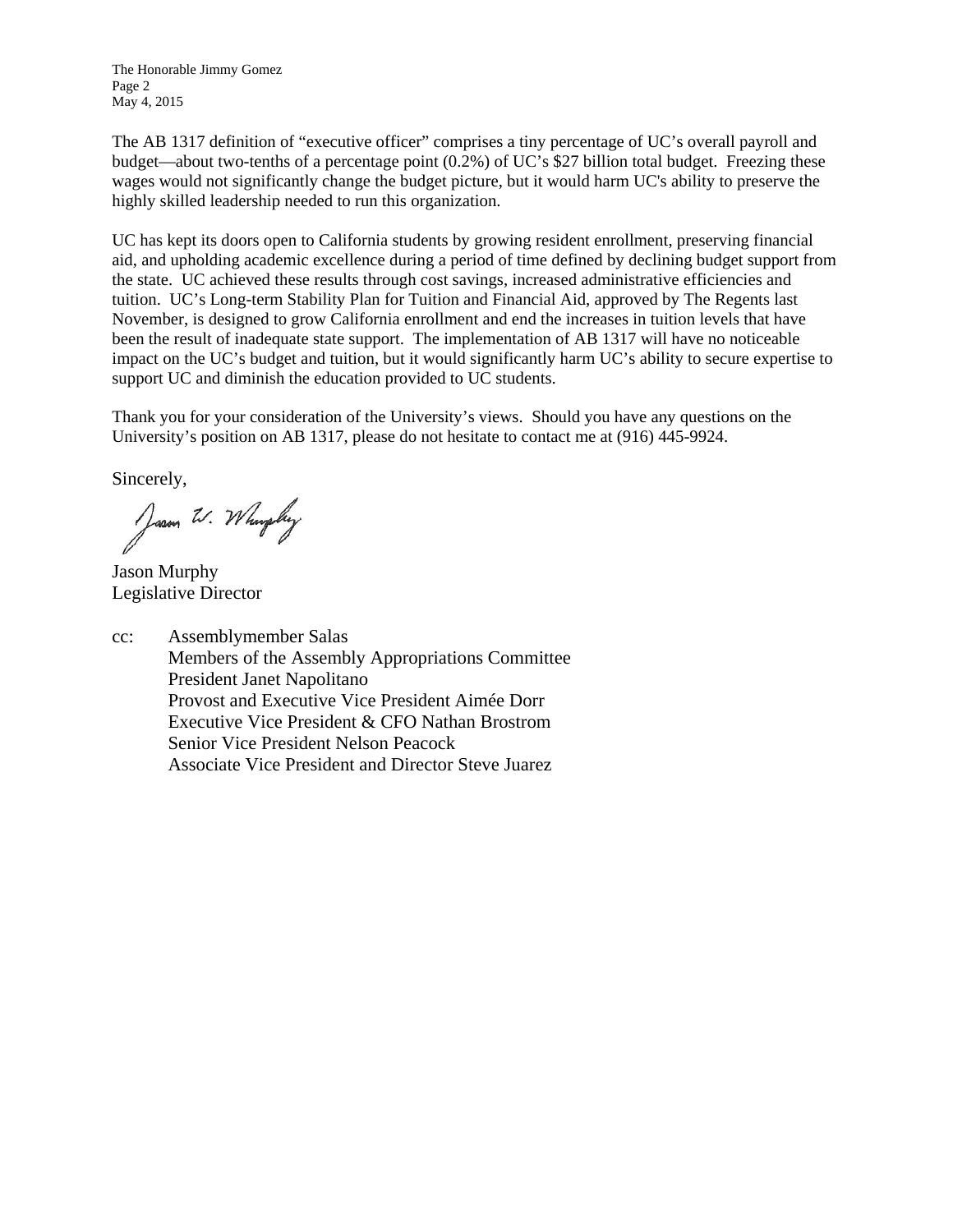The AB 1317 definition of "executive officer" comprises a tiny percentage of UC's overall payroll and budget—about two-tenths of a percentage point (0.2%) of UC's $27 billion total budget. Freezing these wages would not significantly change the budget picture, but it would harm UC's ability to preserve the highly skilled leadership needed to run this organization.

UC has kept its doors open to California students by growing resident enrollment, preserving financial aid, and upholding academic excellence during a period of time defined by declining budget support from the state. UC achieved these results through cost savings, increased administrative efficiencies and tuition. UC's Long-term Stability Plan for Tuition and Financial Aid, approved by The Regents last November, is designed to grow California enrollment and end the increases in tuition levels that have been the result of inadequate state support. The implementation of AB 1317 will have no noticeable impact on the UC's budget and tuition, but it would significantly harm UC's ability to secure expertise to support UC and diminish the education provided to UC students.

Thank you for your consideration of the University's views. Should you have any questions on the University's position on AB 1317, please do not hesitate to contact me at (916) 445-9924.

Sincerely,

Jason W. Murphy

Jason Murphy
Legislative Director

cc: Assemblymember Salas
Members of the Assembly Appropriations Committee
President Janet Napolitano
Provost and Executive Vice President Aimée Dorr
Executive Vice President & CFO Nathan Brostrom
Senior Vice President Nelson Peacock
Associate Vice President and Director Steve Juarez